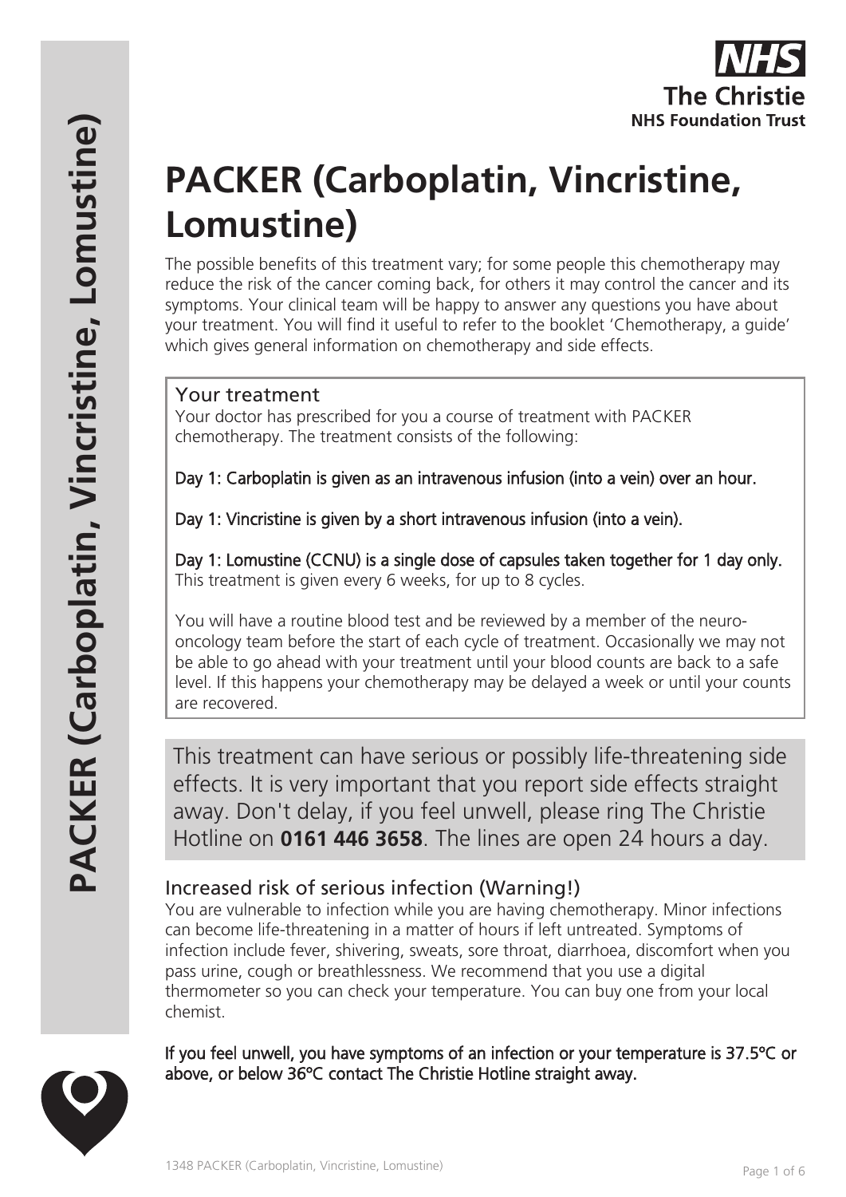# PACKER (Carboplatin, Vincristine, Lomustine)

The possible benefits of this treatment vary; for some people this chemotherapy may reduce the risk of the cancer coming back, for others it may control the cancer and its symptoms. Your clinical team will be happy to answer any questions you have about your treatment. You will find it useful to refer to the booklet 'Chemotherapy, a guide' which gives general information on chemotherapy and side effects.

## Your treatment

Your doctor has prescribed for you a course of treatment with PACKER chemotherapy. The treatment consists of the following:

Day 1: Carboplatin is given as an intravenous infusion (into a vein) over an hour.

Day 1: Vincristine is given by a short intravenous infusion (into a vein).

Day 1: Lomustine (CCNU) is a single dose of capsules taken together for 1 day only.
This treatment is given every 6 weeks, for up to 8 cycles.

You will have a routine blood test and be reviewed by a member of the neuro-oncology team before the start of each cycle of treatment. Occasionally we may not be able to go ahead with your treatment until your blood counts are back to a safe level. If this happens your chemotherapy may be delayed a week or until your counts are recovered.

This treatment can have serious or possibly life-threatening side effects. It is very important that you report side effects straight away. Don't delay, if you feel unwell, please ring The Christie Hotline on **0161 446 3658**. The lines are open 24 hours a day.

## Increased risk of serious infection (Warning!)

You are vulnerable to infection while you are having chemotherapy. Minor infections can become life-threatening in a matter of hours if left untreated. Symptoms of infection include fever, shivering, sweats, sore throat, diarrhoea, discomfort when you pass urine, cough or breathlessness. We recommend that you use a digital thermometer so you can check your temperature. You can buy one from your local chemist.

If you feel unwell, you have symptoms of an infection or your temperature is 37.5ºC or above, or below 36ºC contact The Christie Hotline straight away.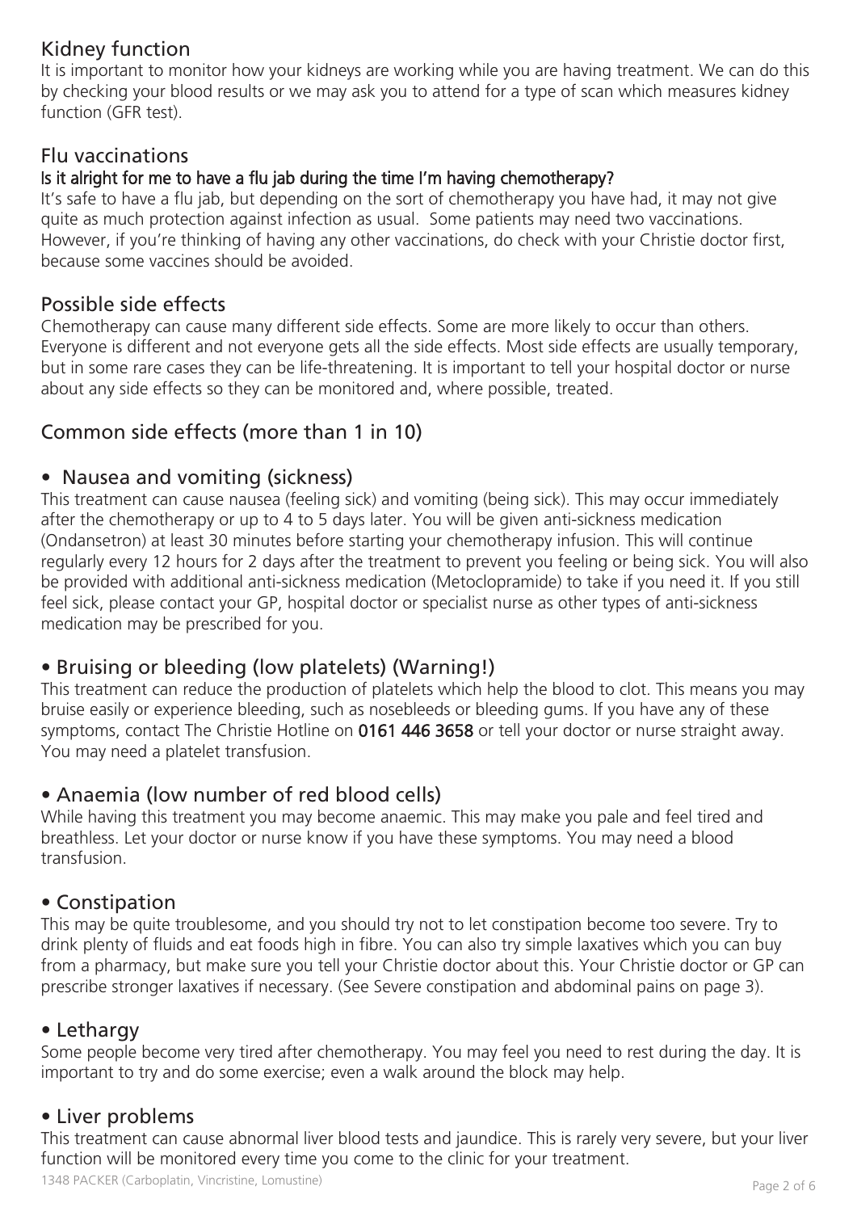## Kidney function

It is important to monitor how your kidneys are working while you are having treatment. We can do this by checking your blood results or we may ask you to attend for a type of scan which measures kidney function (GFR test).

## Flu vaccinations

### Is it alright for me to have a flu jab during the time I'm having chemotherapy?

It's safe to have a flu jab, but depending on the sort of chemotherapy you have had, it may not give quite as much protection against infection as usual. Some patients may need two vaccinations. However, if you're thinking of having any other vaccinations, do check with your Christie doctor first, because some vaccines should be avoided.

## Possible side effects

Chemotherapy can cause many different side effects. Some are more likely to occur than others. Everyone is different and not everyone gets all the side effects. Most side effects are usually temporary, but in some rare cases they can be life-threatening. It is important to tell your hospital doctor or nurse about any side effects so they can be monitored and, where possible, treated.

## Common side effects (more than 1 in 10)

### • Nausea and vomiting (sickness)

This treatment can cause nausea (feeling sick) and vomiting (being sick). This may occur immediately after the chemotherapy or up to 4 to 5 days later. You will be given anti-sickness medication (Ondansetron) at least 30 minutes before starting your chemotherapy infusion. This will continue regularly every 12 hours for 2 days after the treatment to prevent you feeling or being sick. You will also be provided with additional anti-sickness medication (Metoclopramide) to take if you need it. If you still feel sick, please contact your GP, hospital doctor or specialist nurse as other types of anti-sickness medication may be prescribed for you.

### • Bruising or bleeding (low platelets) (Warning!)

This treatment can reduce the production of platelets which help the blood to clot. This means you may bruise easily or experience bleeding, such as nosebleeds or bleeding gums. If you have any of these symptoms, contact The Christie Hotline on **0161 446 3658** or tell your doctor or nurse straight away. You may need a platelet transfusion.

### • Anaemia (low number of red blood cells)

While having this treatment you may become anaemic. This may make you pale and feel tired and breathless. Let your doctor or nurse know if you have these symptoms. You may need a blood transfusion.

### • Constipation

This may be quite troublesome, and you should try not to let constipation become too severe. Try to drink plenty of fluids and eat foods high in fibre. You can also try simple laxatives which you can buy from a pharmacy, but make sure you tell your Christie doctor about this. Your Christie doctor or GP can prescribe stronger laxatives if necessary. (See Severe constipation and abdominal pains on page 3).

### • Lethargy

Some people become very tired after chemotherapy. You may feel you need to rest during the day. It is important to try and do some exercise; even a walk around the block may help.

### • Liver problems

This treatment can cause abnormal liver blood tests and jaundice. This is rarely very severe, but your liver function will be monitored every time you come to the clinic for your treatment.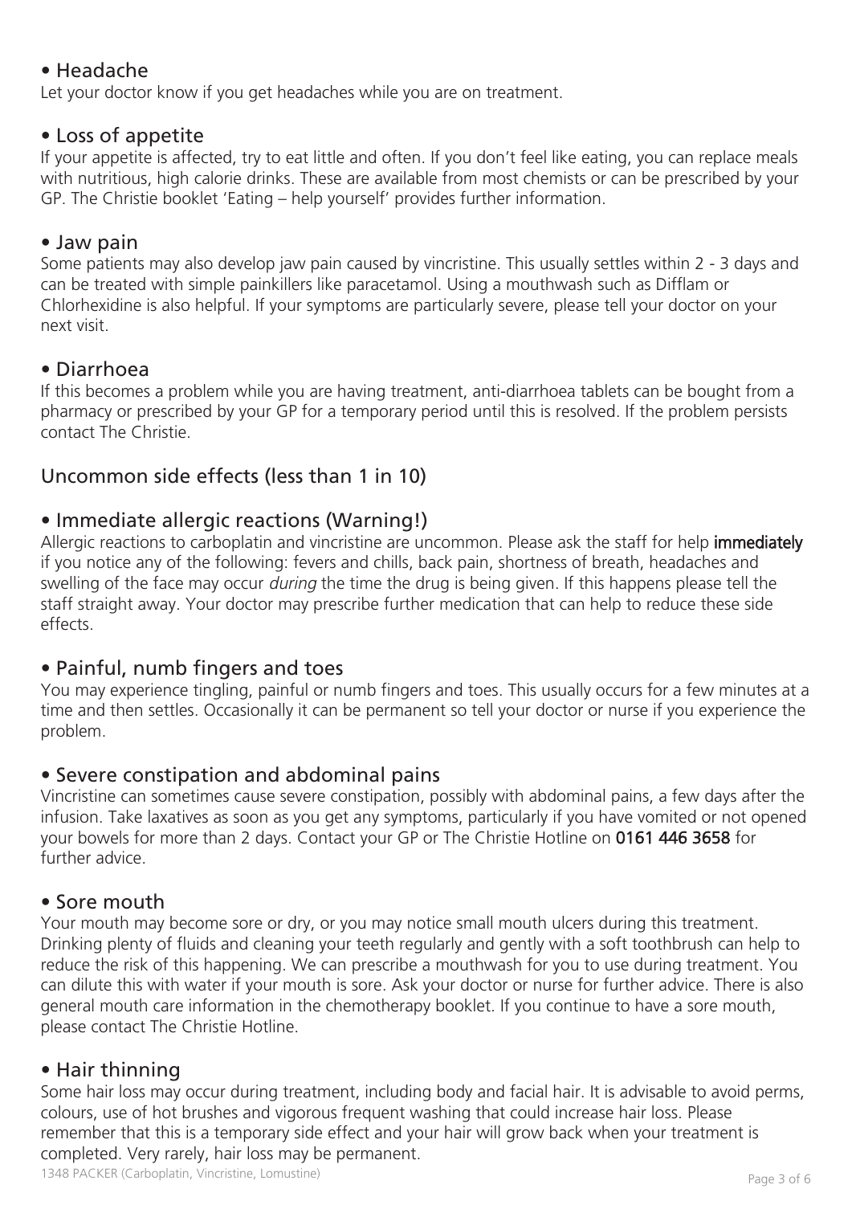## • Headache

Let your doctor know if you get headaches while you are on treatment.

## • Loss of appetite

If your appetite is affected, try to eat little and often. If you don't feel like eating, you can replace meals with nutritious, high calorie drinks. These are available from most chemists or can be prescribed by your GP. The Christie booklet 'Eating – help yourself' provides further information.

## • Jaw pain

Some patients may also develop jaw pain caused by vincristine. This usually settles within 2 - 3 days and can be treated with simple painkillers like paracetamol. Using a mouthwash such as Difflam or Chlorhexidine is also helpful. If your symptoms are particularly severe, please tell your doctor on your next visit.

## • Diarrhoea

If this becomes a problem while you are having treatment, anti-diarrhoea tablets can be bought from a pharmacy or prescribed by your GP for a temporary period until this is resolved. If the problem persists contact The Christie.

# Uncommon side effects (less than 1 in 10)

## • Immediate allergic reactions (Warning!)

Allergic reactions to carboplatin and vincristine are uncommon. Please ask the staff for help **immediately** if you notice any of the following: fevers and chills, back pain, shortness of breath, headaches and swelling of the face may occur *during* the time the drug is being given. If this happens please tell the staff straight away. Your doctor may prescribe further medication that can help to reduce these side effects.

## • Painful, numb fingers and toes

You may experience tingling, painful or numb fingers and toes. This usually occurs for a few minutes at a time and then settles. Occasionally it can be permanent so tell your doctor or nurse if you experience the problem.

## • Severe constipation and abdominal pains

Vincristine can sometimes cause severe constipation, possibly with abdominal pains, a few days after the infusion. Take laxatives as soon as you get any symptoms, particularly if you have vomited or not opened your bowels for more than 2 days. Contact your GP or The Christie Hotline on **0161 446 3658** for further advice.

## • Sore mouth

Your mouth may become sore or dry, or you may notice small mouth ulcers during this treatment. Drinking plenty of fluids and cleaning your teeth regularly and gently with a soft toothbrush can help to reduce the risk of this happening. We can prescribe a mouthwash for you to use during treatment. You can dilute this with water if your mouth is sore. Ask your doctor or nurse for further advice. There is also general mouth care information in the chemotherapy booklet. If you continue to have a sore mouth, please contact The Christie Hotline.

## • Hair thinning

Some hair loss may occur during treatment, including body and facial hair. It is advisable to avoid perms, colours, use of hot brushes and vigorous frequent washing that could increase hair loss. Please remember that this is a temporary side effect and your hair will grow back when your treatment is completed. Very rarely, hair loss may be permanent.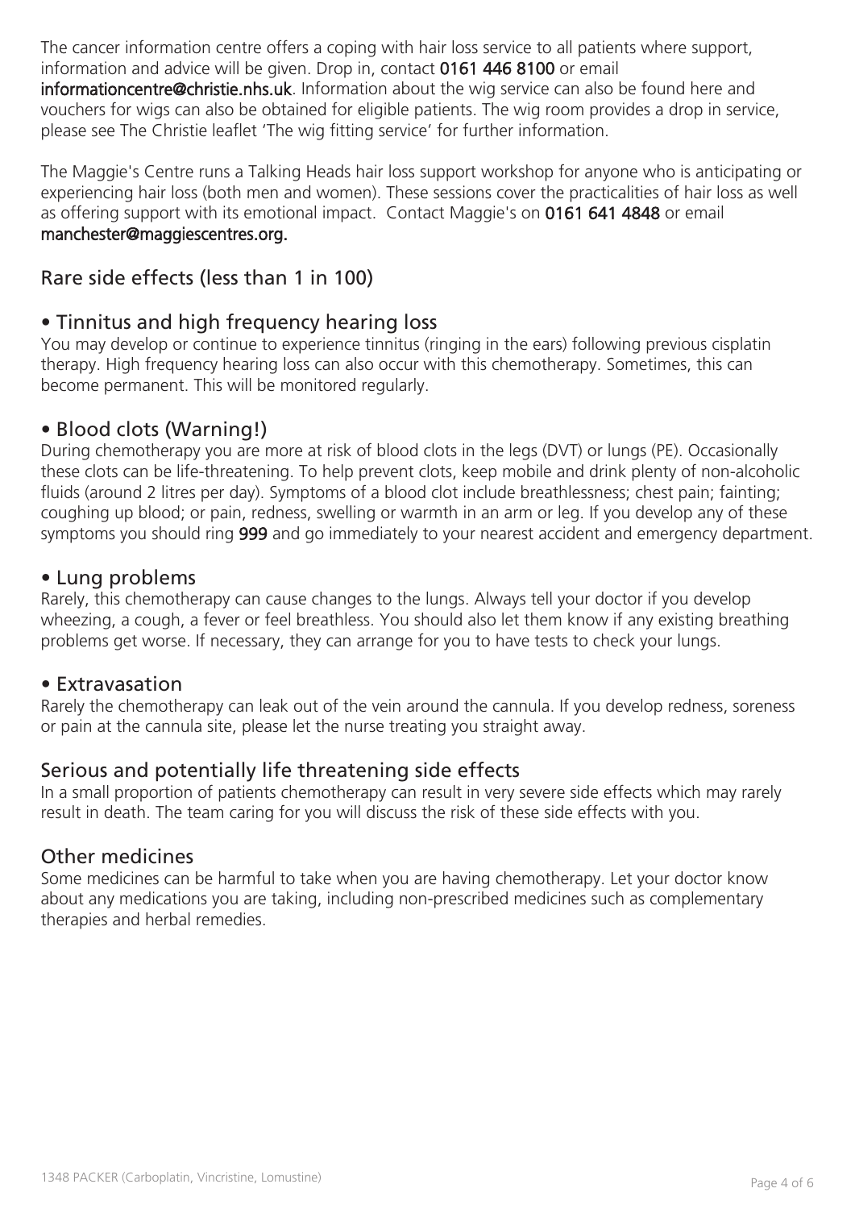The cancer information centre offers a coping with hair loss service to all patients where support, information and advice will be given. Drop in, contact **0161 446 8100** or email **informationcentre@christie.nhs.uk**. Information about the wig service can also be found here and vouchers for wigs can also be obtained for eligible patients. The wig room provides a drop in service, please see The Christie leaflet 'The wig fitting service' for further information.

The Maggie's Centre runs a Talking Heads hair loss support workshop for anyone who is anticipating or experiencing hair loss (both men and women). These sessions cover the practicalities of hair loss as well as offering support with its emotional impact. Contact Maggie's on **0161 641 4848** or email **manchester@maggiescentres.org.**

## Rare side effects (less than 1 in 100)

### • Tinnitus and high frequency hearing loss

You may develop or continue to experience tinnitus (ringing in the ears) following previous cisplatin therapy. High frequency hearing loss can also occur with this chemotherapy. Sometimes, this can become permanent. This will be monitored regularly.

### • Blood clots (Warning!)

During chemotherapy you are more at risk of blood clots in the legs (DVT) or lungs (PE). Occasionally these clots can be life-threatening. To help prevent clots, keep mobile and drink plenty of non-alcoholic fluids (around 2 litres per day). Symptoms of a blood clot include breathlessness; chest pain; fainting; coughing up blood; or pain, redness, swelling or warmth in an arm or leg. If you develop any of these symptoms you should ring **999** and go immediately to your nearest accident and emergency department.

### • Lung problems

Rarely, this chemotherapy can cause changes to the lungs. Always tell your doctor if you develop wheezing, a cough, a fever or feel breathless. You should also let them know if any existing breathing problems get worse. If necessary, they can arrange for you to have tests to check your lungs.

### • Extravasation

Rarely the chemotherapy can leak out of the vein around the cannula. If you develop redness, soreness or pain at the cannula site, please let the nurse treating you straight away.

## Serious and potentially life threatening side effects

In a small proportion of patients chemotherapy can result in very severe side effects which may rarely result in death. The team caring for you will discuss the risk of these side effects with you.

## Other medicines

Some medicines can be harmful to take when you are having chemotherapy. Let your doctor know about any medications you are taking, including non-prescribed medicines such as complementary therapies and herbal remedies.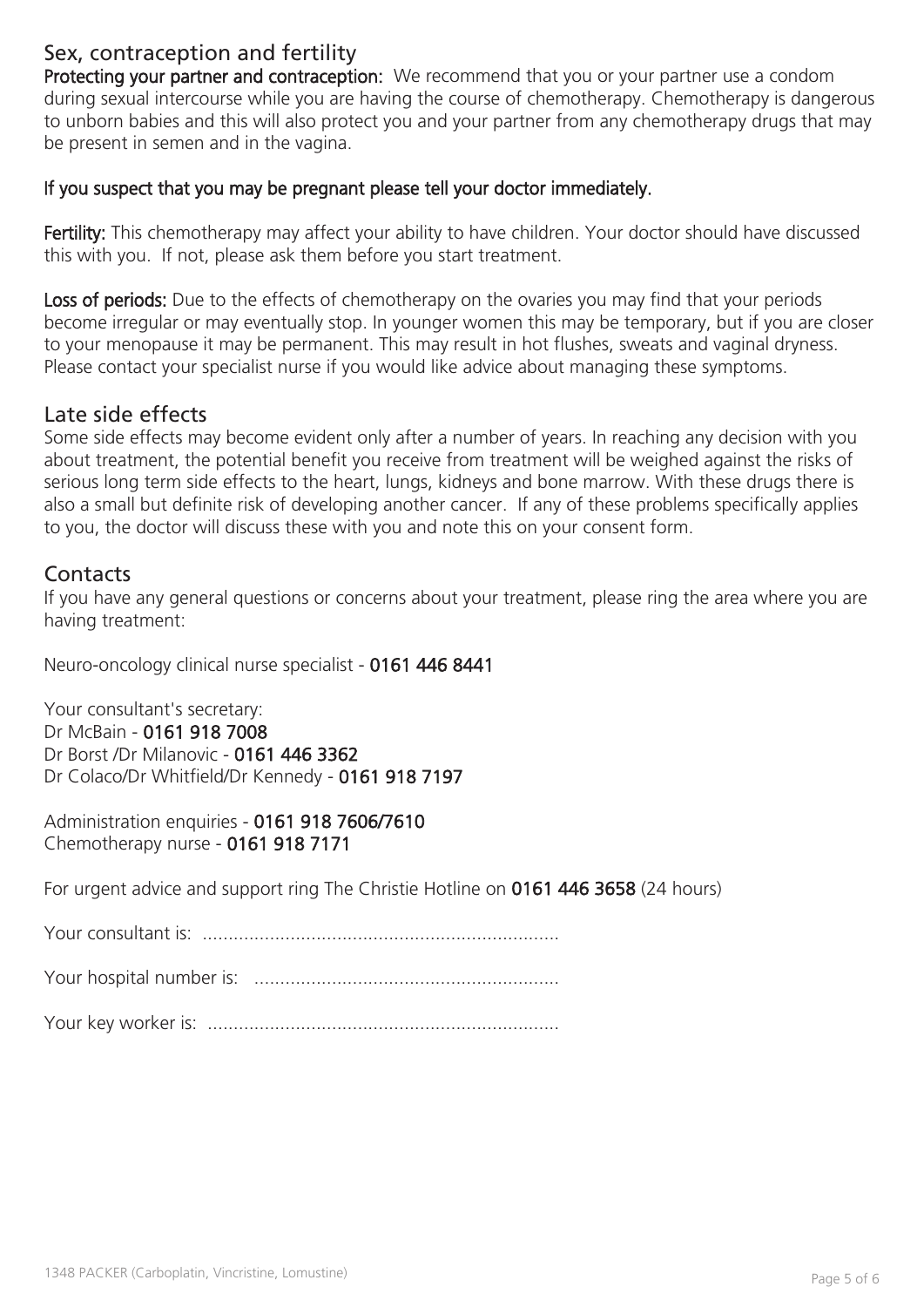## Sex, contraception and fertility

**Protecting your partner and contraception:** We recommend that you or your partner use a condom during sexual intercourse while you are having the course of chemotherapy. Chemotherapy is dangerous to unborn babies and this will also protect you and your partner from any chemotherapy drugs that may be present in semen and in the vagina.

**If you suspect that you may be pregnant please tell your doctor immediately.**

**Fertility:** This chemotherapy may affect your ability to have children. Your doctor should have discussed this with you. If not, please ask them before you start treatment.

**Loss of periods:** Due to the effects of chemotherapy on the ovaries you may find that your periods become irregular or may eventually stop. In younger women this may be temporary, but if you are closer to your menopause it may be permanent. This may result in hot flushes, sweats and vaginal dryness. Please contact your specialist nurse if you would like advice about managing these symptoms.

## Late side effects

Some side effects may become evident only after a number of years. In reaching any decision with you about treatment, the potential benefit you receive from treatment will be weighed against the risks of serious long term side effects to the heart, lungs, kidneys and bone marrow. With these drugs there is also a small but definite risk of developing another cancer. If any of these problems specifically applies to you, the doctor will discuss these with you and note this on your consent form.

## Contacts

If you have any general questions or concerns about your treatment, please ring the area where you are having treatment:

Neuro-oncology clinical nurse specialist - **0161 446 8441**

Your consultant's secretary:
Dr McBain - **0161 918 7008**
Dr Borst /Dr Milanovic - **0161 446 3362**
Dr Colaco/Dr Whitfield/Dr Kennedy - **0161 918 7197**

Administration enquiries - **0161 918 7606/7610**
Chemotherapy nurse - **0161 918 7171**

For urgent advice and support ring The Christie Hotline on **0161 446 3658** (24 hours)

Your consultant is: ....................................................................

Your hospital number is: ...........................................................

Your key worker is: ....................................................................

1348 PACKER (Carboplatin, Vincristine, Lomustine)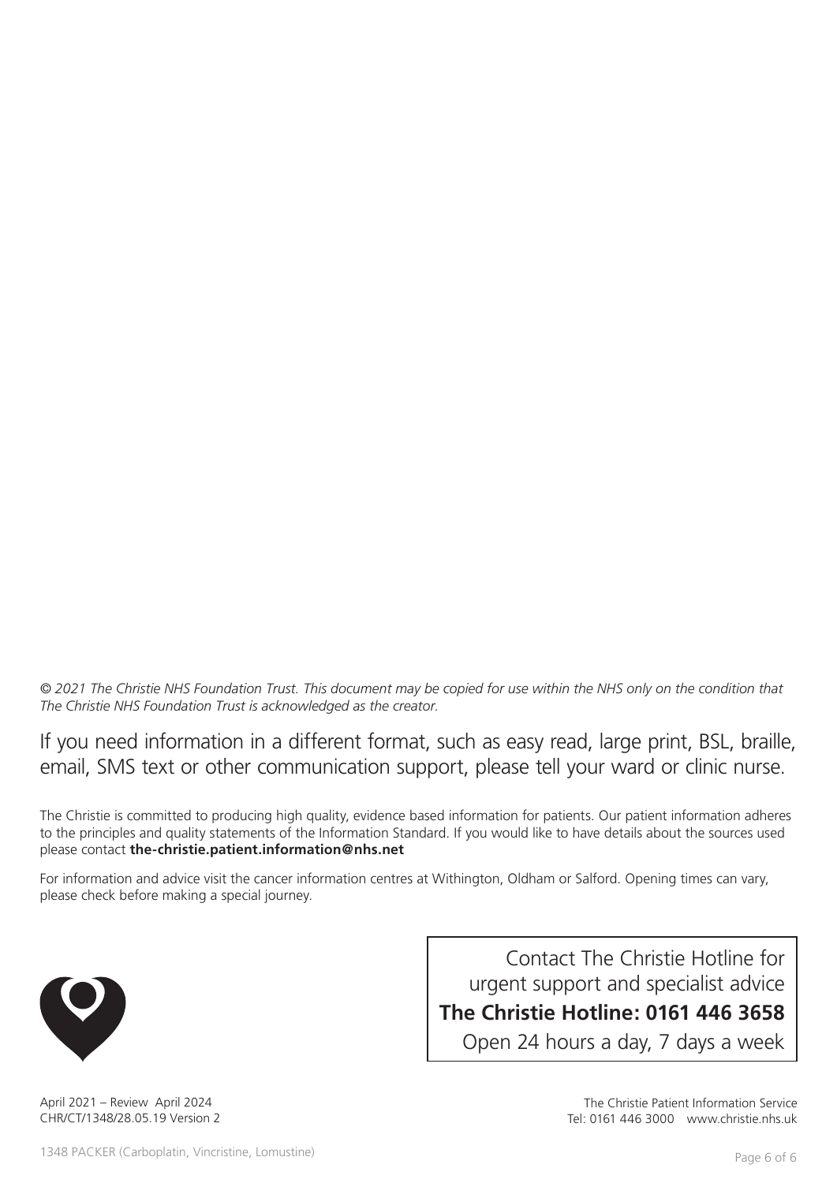*© 2021 The Christie NHS Foundation Trust. This document may be copied for use within the NHS only on the condition that The Christie NHS Foundation Trust is acknowledged as the creator.*

If you need information in a different format, such as easy read, large print, BSL, braille, email, SMS text or other communication support, please tell your ward or clinic nurse.

The Christie is committed to producing high quality, evidence based information for patients. Our patient information adheres to the principles and quality statements of the Information Standard. If you would like to have details about the sources used please contact **the-christie.patient.information@nhs.net**

For information and advice visit the cancer information centres at Withington, Oldham or Salford. Opening times can vary, please check before making a special journey.

Contact The Christie Hotline for urgent support and specialist advice

**The Christie Hotline: 0161 446 3658**

Open 24 hours a day, 7 days a week

April 2021 – Review April 2024
CHR/CT/1348/28.05.19 Version 2

The Christie Patient Information Service
Tel: 0161 446 3000 www.christie.nhs.uk